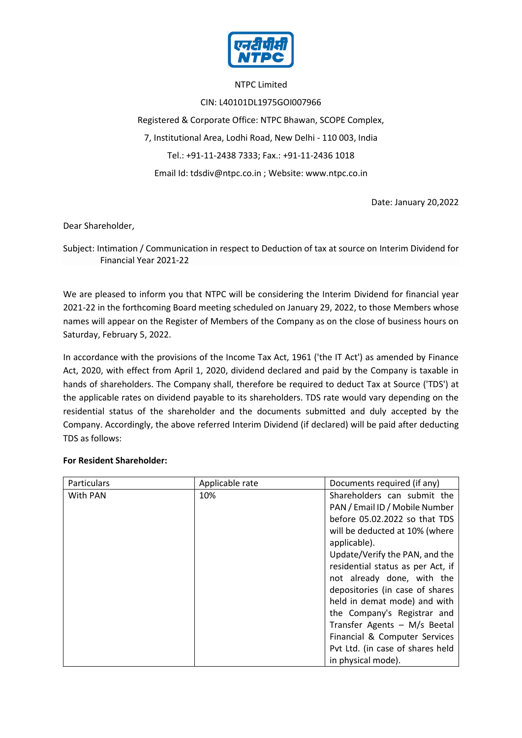NTPC Limited

CIN: L40101DL1975GOI007966

Registered & Corporate Office: NTPC Bhawan, SCOPE Complex,

7, Institutional Area, Lodhi Road, New Delhi - 110 003, India

Tel.: +91-11-2438 7333; Fax.: +91-11-2436 1018

Email Id: tdsdiv@ntpc.co.in ; Website: www.ntpc.co.in

Date: January 20,2022

Dear Shareholder,

Subject: Intimation / Communication in respect to Deduction of tax at source on Interim Dividend for Financial Year 2021-22

We are pleased to inform you that NTPC will be considering the Interim Dividend for financial year 2021-22 in the forthcoming Board meeting scheduled on January 29, 2022, to those Members whose names will appear on the Register of Members of the Company as on the close of business hours on Saturday, February 5, 2022.

In accordance with the provisions of the Income Tax Act, 1961 ('the IT Act') as amended by Finance Act, 2020, with effect from April 1, 2020, dividend declared and paid by the Company is taxable in hands of shareholders. The Company shall, therefore be required to deduct Tax at Source ('TDS') at the applicable rates on dividend payable to its shareholders. TDS rate would vary depending on the residential status of the shareholder and the documents submitted and duly accepted by the Company. Accordingly, the above referred Interim Dividend (if declared) will be paid after deducting TDS as follows:

**For Resident Shareholder:**

| Particulars | Applicable rate | Documents required (if any) |
|---|---|---|
| With PAN | 10% | Shareholders can submit the PAN / Email ID / Mobile Number before 05.02.2022 so that TDS will be deducted at 10% (where applicable).<br>Update/Verify the PAN, and the residential status as per Act, if not already done, with the depositories (in case of shares held in demat mode) and with the Company's Registrar and Transfer Agents – M/s Beetal Financial & Computer Services Pvt Ltd. (in case of shares held in physical mode). |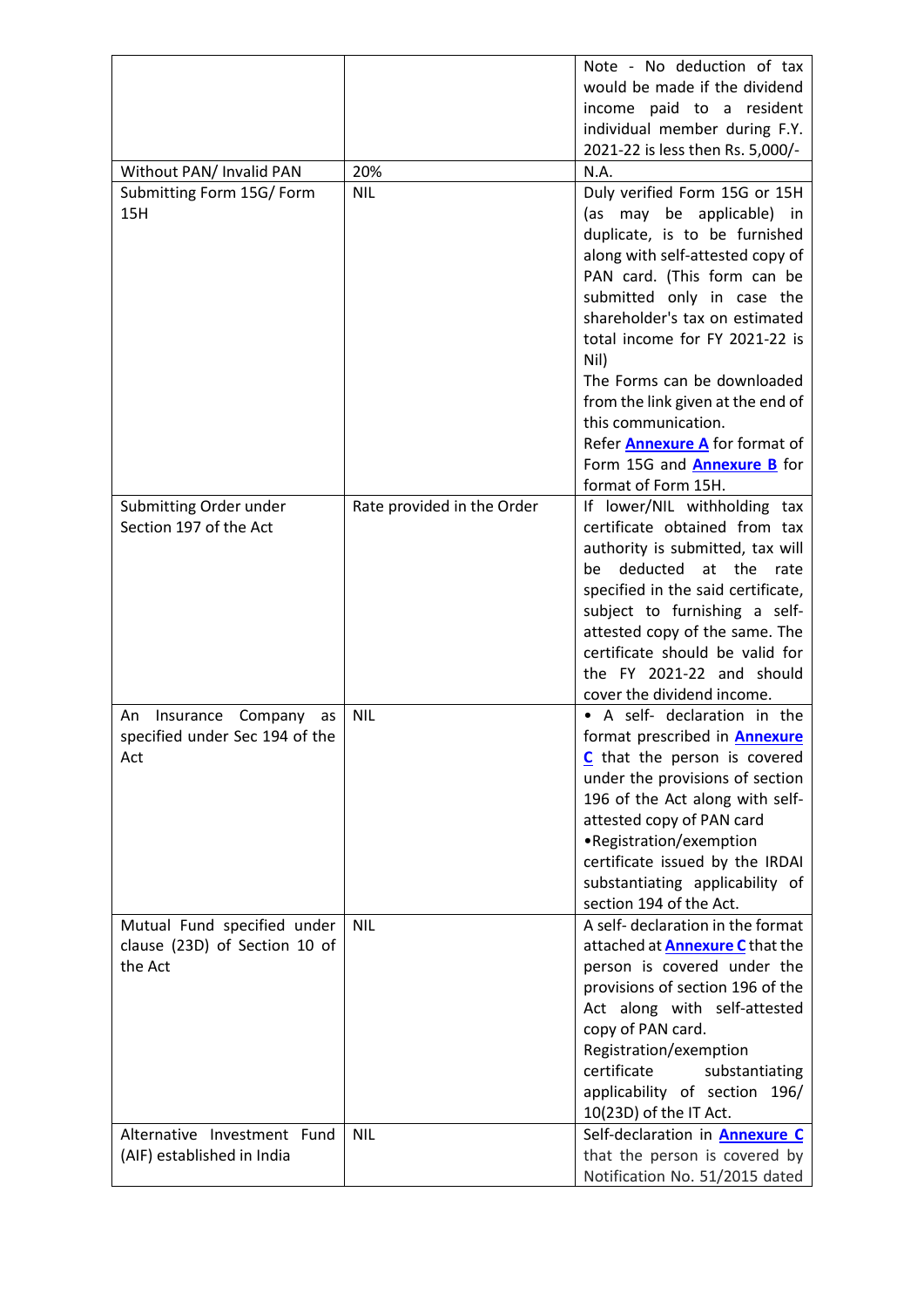| | | |
|---|---|---|
| | | Note - No deduction of tax would be made if the dividend income paid to a resident individual member during F.Y. 2021-22 is less then Rs. 5,000/- |
| Without PAN/ Invalid PAN | 20% | N.A. |
| Submitting Form 15G/ Form 15H | NIL | Duly verified Form 15G or 15H (as may be applicable) in duplicate, is to be furnished along with self-attested copy of PAN card. (This form can be submitted only in case the shareholder's tax on estimated total income for FY 2021-22 is Nil)<br>The Forms can be downloaded from the link given at the end of this communication.<br>Refer **Annexure A** for format of Form 15G and **Annexure B** for format of Form 15H. |
| Submitting Order under Section 197 of the Act | Rate provided in the Order | If lower/NIL withholding tax certificate obtained from tax authority is submitted, tax will be deducted at the rate specified in the said certificate, subject to furnishing a self-attested copy of the same. The certificate should be valid for the FY 2021-22 and should cover the dividend income. |
| An Insurance Company as specified under Sec 194 of the Act | NIL | • A self- declaration in the format prescribed in **Annexure C** that the person is covered under the provisions of section 196 of the Act along with self-attested copy of PAN card<br>•Registration/exemption certificate issued by the IRDAI substantiating applicability of section 194 of the Act. |
| Mutual Fund specified under clause (23D) of Section 10 of the Act | NIL | A self- declaration in the format attached at **Annexure C** that the person is covered under the provisions of section 196 of the Act along with self-attested copy of PAN card.<br>Registration/exemption certificate substantiating applicability of section 196/ 10(23D) of the IT Act. |
| Alternative Investment Fund (AIF) established in India | NIL | Self-declaration in **Annexure C** that the person is covered by Notification No. 51/2015 dated |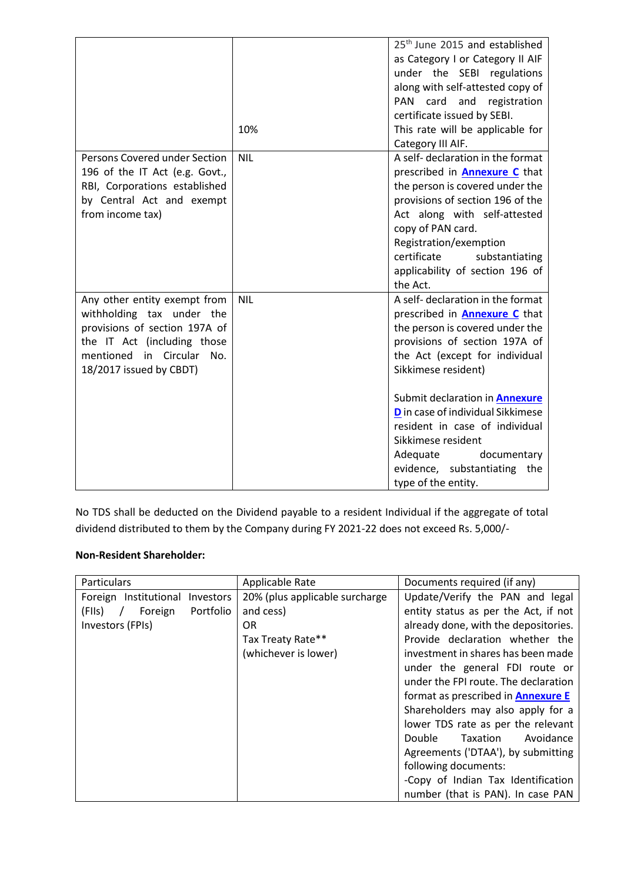| | | |
|---|---|---|
| | 10% | 25th June 2015 and established as Category I or Category II AIF under the SEBI regulations along with self-attested copy of PAN card and registration certificate issued by SEBI. This rate will be applicable for Category III AIF. |
| Persons Covered under Section 196 of the IT Act (e.g. Govt., RBI, Corporations established by Central Act and exempt from income tax) | NIL | A self- declaration in the format prescribed in **Annexure C** that the person is covered under the provisions of section 196 of the Act along with self-attested copy of PAN card. Registration/exemption certificate substantiating applicability of section 196 of the Act. |
| Any other entity exempt from withholding tax under the provisions of section 197A of the IT Act (including those mentioned in Circular No. 18/2017 issued by CBDT) | NIL | A self- declaration in the format prescribed in **Annexure C** that the person is covered under the provisions of section 197A of the Act (except for individual Sikkimese resident)<br><br>Submit declaration in **Annexure D** in case of individual Sikkimese resident in case of individual Sikkimese resident<br>Adequate documentary evidence, substantiating the type of the entity. |

No TDS shall be deducted on the Dividend payable to a resident Individual if the aggregate of total dividend distributed to them by the Company during FY 2021-22 does not exceed Rs. 5,000/-

**Non-Resident Shareholder:**

| Particulars | Applicable Rate | Documents required (if any) |
|---|---|---|
| Foreign Institutional Investors (FIIs) / Foreign Portfolio Investors (FPIs) | 20% (plus applicable surcharge and cess)<br>OR<br>Tax Treaty Rate**<br>(whichever is lower) | Update/Verify the PAN and legal entity status as per the Act, if not already done, with the depositories. Provide declaration whether the investment in shares has been made under the general FDI route or under the FPI route. The declaration format as prescribed in **Annexure E**<br>Shareholders may also apply for a lower TDS rate as per the relevant Double Taxation Avoidance Agreements ('DTAA'), by submitting following documents:<br>-Copy of Indian Tax Identification number (that is PAN). In case PAN |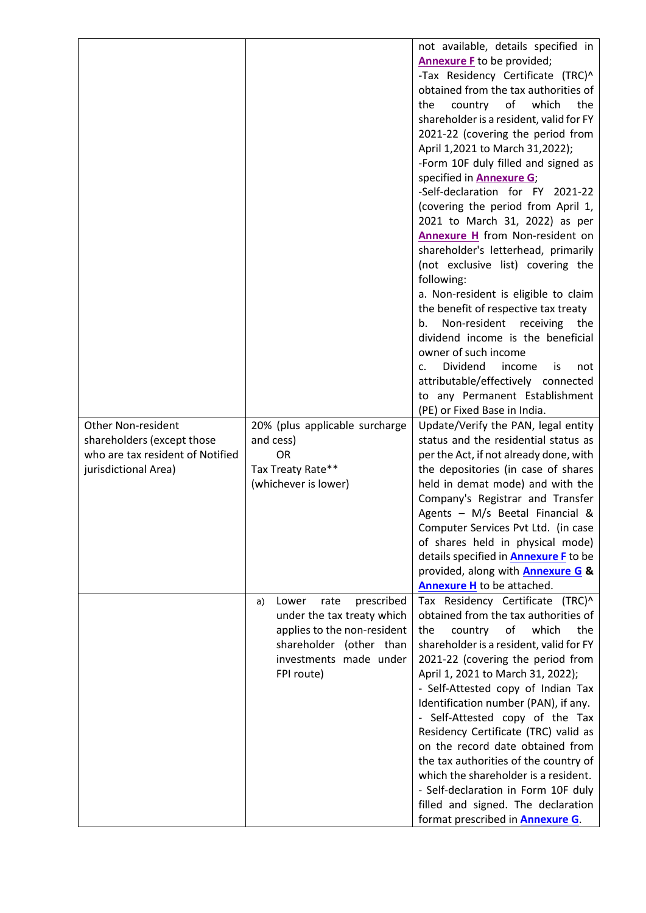| | | |
|---|---|---|
| | | not available, details specified in **Annexure F** to be provided;<br>-Tax Residency Certificate (TRC)^ obtained from the tax authorities of the country of which the shareholder is a resident, valid for FY 2021-22 (covering the period from April 1,2021 to March 31,2022);<br>-Form 10F duly filled and signed as specified in **Annexure G**;<br>-Self-declaration for FY 2021-22 (covering the period from April 1, 2021 to March 31, 2022) as per **Annexure H** from Non-resident on shareholder's letterhead, primarily (not exclusive list) covering the following:<br>a. Non-resident is eligible to claim the benefit of respective tax treaty<br>b. Non-resident receiving the dividend income is the beneficial owner of such income<br>c. Dividend income is not attributable/effectively connected to any Permanent Establishment (PE) or Fixed Base in India. |
| Other Non-resident shareholders (except those who are tax resident of Notified jurisdictional Area) | 20% (plus applicable surcharge and cess)<br>OR<br>Tax Treaty Rate**<br>(whichever is lower) | Update/Verify the PAN, legal entity status and the residential status as per the Act, if not already done, with the depositories (in case of shares held in demat mode) and with the Company's Registrar and Transfer Agents – M/s Beetal Financial & Computer Services Pvt Ltd. (in case of shares held in physical mode) details specified in **Annexure F** to be provided, along with **Annexure G** **&** **Annexure H** to be attached. |
| | a) Lower rate prescribed under the tax treaty which applies to the non-resident shareholder (other than investments made under FPI route) | Tax Residency Certificate (TRC)^ obtained from the tax authorities of the country of which the shareholder is a resident, valid for FY 2021-22 (covering the period from April 1, 2021 to March 31, 2022);<br>- Self-Attested copy of Indian Tax Identification number (PAN), if any.<br>- Self-Attested copy of the Tax Residency Certificate (TRC) valid as on the record date obtained from the tax authorities of the country of which the shareholder is a resident.<br>- Self-declaration in Form 10F duly filled and signed. The declaration format prescribed in **Annexure G**. |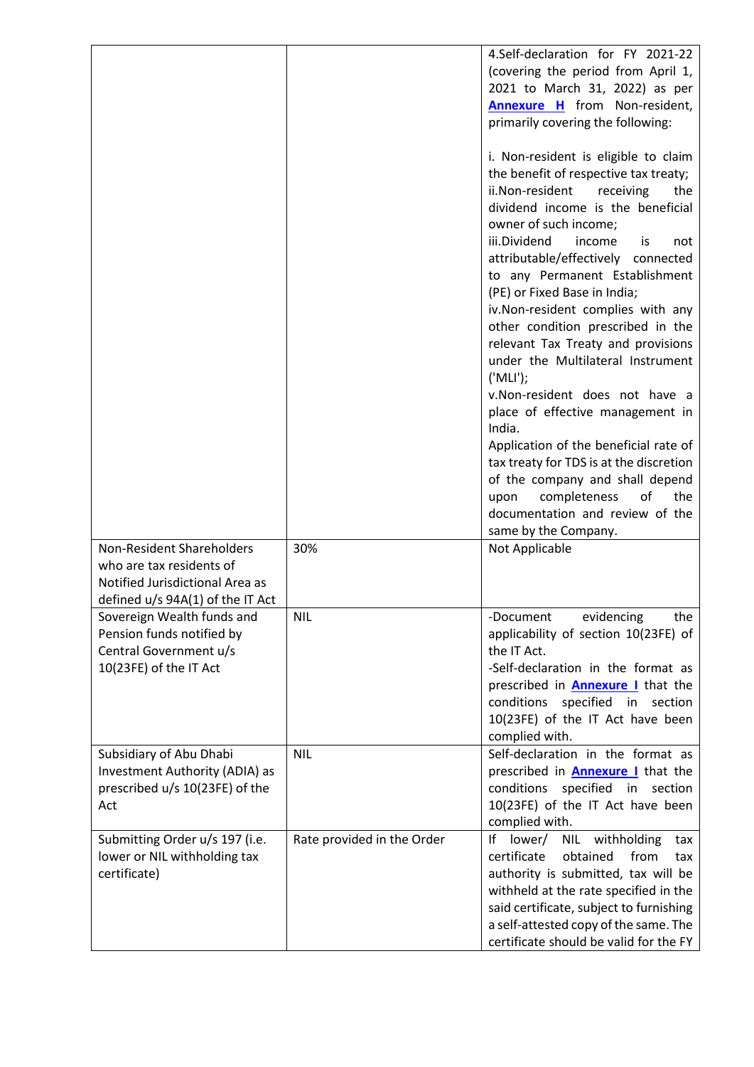| | | |
|---|---|---|
| | | 4.Self-declaration for FY 2021-22 (covering the period from April 1, 2021 to March 31, 2022) as per **Annexure H** from Non-resident, primarily covering the following:<br><br>i. Non-resident is eligible to claim the benefit of respective tax treaty;<br>ii.Non-resident receiving the dividend income is the beneficial owner of such income;<br>iii.Dividend income is not attributable/effectively connected to any Permanent Establishment (PE) or Fixed Base in India;<br>iv.Non-resident complies with any other condition prescribed in the relevant Tax Treaty and provisions under the Multilateral Instrument ('MLI');<br>v.Non-resident does not have a place of effective management in India.<br>Application of the beneficial rate of tax treaty for TDS is at the discretion of the company and shall depend upon completeness of the documentation and review of the same by the Company. |
| Non-Resident Shareholders who are tax residents of Notified Jurisdictional Area as defined u/s 94A(1) of the IT Act | 30% | Not Applicable |
| Sovereign Wealth funds and Pension funds notified by Central Government u/s 10(23FE) of the IT Act | NIL | -Document evidencing the applicability of section 10(23FE) of the IT Act.<br>-Self-declaration in the format as prescribed in **Annexure I** that the conditions specified in section 10(23FE) of the IT Act have been complied with. |
| Subsidiary of Abu Dhabi Investment Authority (ADIA) as prescribed u/s 10(23FE) of the Act | NIL | Self-declaration in the format as prescribed in **Annexure I** that the conditions specified in section 10(23FE) of the IT Act have been complied with. |
| Submitting Order u/s 197 (i.e. lower or NIL withholding tax certificate) | Rate provided in the Order | If lower/ NIL withholding tax certificate obtained from tax authority is submitted, tax will be withheld at the rate specified in the said certificate, subject to furnishing a self-attested copy of the same. The certificate should be valid for the FY |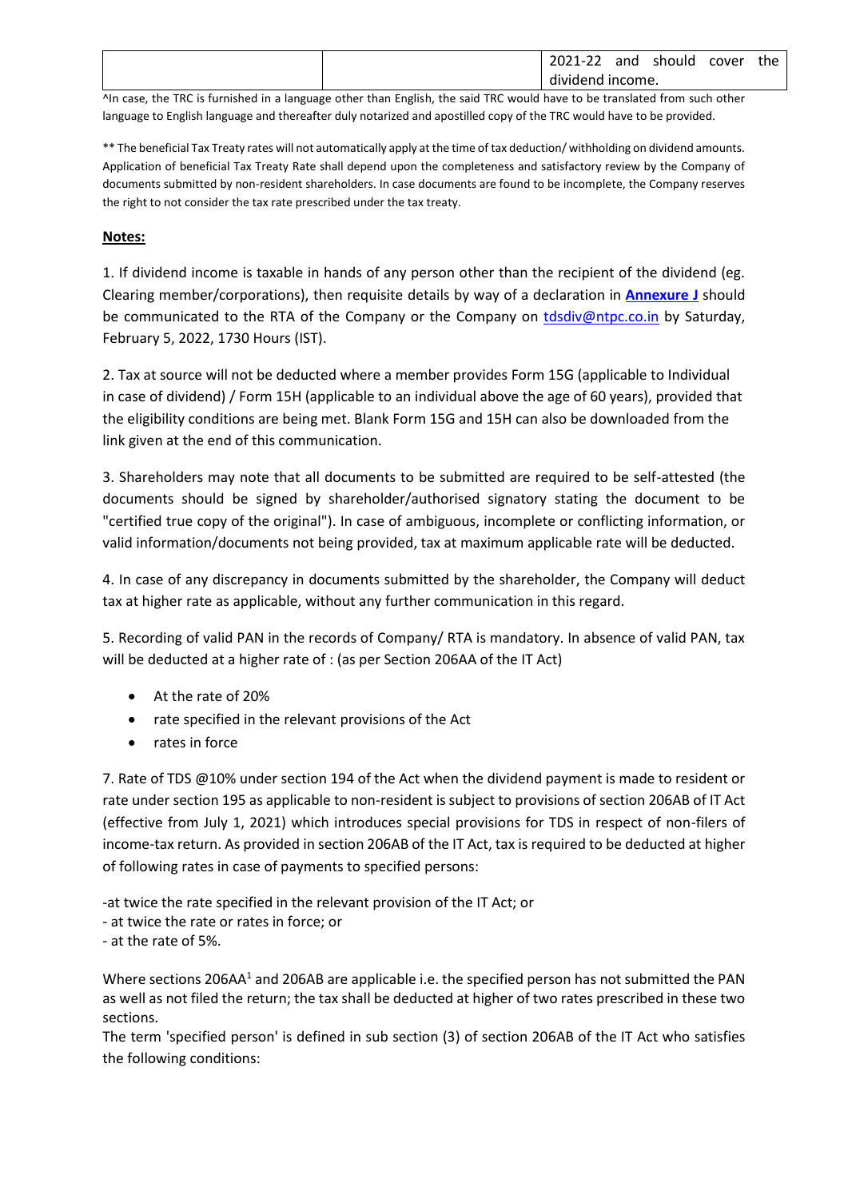| | | 2021-22 and should cover the dividend income. |
|---|---|---|

^In case, the TRC is furnished in a language other than English, the said TRC would have to be translated from such other language to English language and thereafter duly notarized and apostilled copy of the TRC would have to be provided.

** The beneficial Tax Treaty rates will not automatically apply at the time of tax deduction/ withholding on dividend amounts. Application of beneficial Tax Treaty Rate shall depend upon the completeness and satisfactory review by the Company of documents submitted by non-resident shareholders. In case documents are found to be incomplete, the Company reserves the right to not consider the tax rate prescribed under the tax treaty.

**Notes:**

1. If dividend income is taxable in hands of any person other than the recipient of the dividend (eg. Clearing member/corporations), then requisite details by way of a declaration in **Annexure J** should be communicated to the RTA of the Company or the Company on tdsdiv@ntpc.co.in by Saturday, February 5, 2022, 1730 Hours (IST).

2. Tax at source will not be deducted where a member provides Form 15G (applicable to Individual in case of dividend) / Form 15H (applicable to an individual above the age of 60 years), provided that the eligibility conditions are being met. Blank Form 15G and 15H can also be downloaded from the link given at the end of this communication.

3. Shareholders may note that all documents to be submitted are required to be self-attested (the documents should be signed by shareholder/authorised signatory stating the document to be "certified true copy of the original"). In case of ambiguous, incomplete or conflicting information, or valid information/documents not being provided, tax at maximum applicable rate will be deducted.

4. In case of any discrepancy in documents submitted by the shareholder, the Company will deduct tax at higher rate as applicable, without any further communication in this regard.

5. Recording of valid PAN in the records of Company/ RTA is mandatory. In absence of valid PAN, tax will be deducted at a higher rate of : (as per Section 206AA of the IT Act)

- At the rate of 20%
- rate specified in the relevant provisions of the Act
- rates in force

7. Rate of TDS @10% under section 194 of the Act when the dividend payment is made to resident or rate under section 195 as applicable to non-resident is subject to provisions of section 206AB of IT Act (effective from July 1, 2021) which introduces special provisions for TDS in respect of non-filers of income-tax return. As provided in section 206AB of the IT Act, tax is required to be deducted at higher of following rates in case of payments to specified persons:

-at twice the rate specified in the relevant provision of the IT Act; or
- at twice the rate or rates in force; or
- at the rate of 5%.

Where sections 206AA[1] and 206AB are applicable i.e. the specified person has not submitted the PAN as well as not filed the return; the tax shall be deducted at higher of two rates prescribed in these two sections.
The term 'specified person' is defined in sub section (3) of section 206AB of the IT Act who satisfies the following conditions: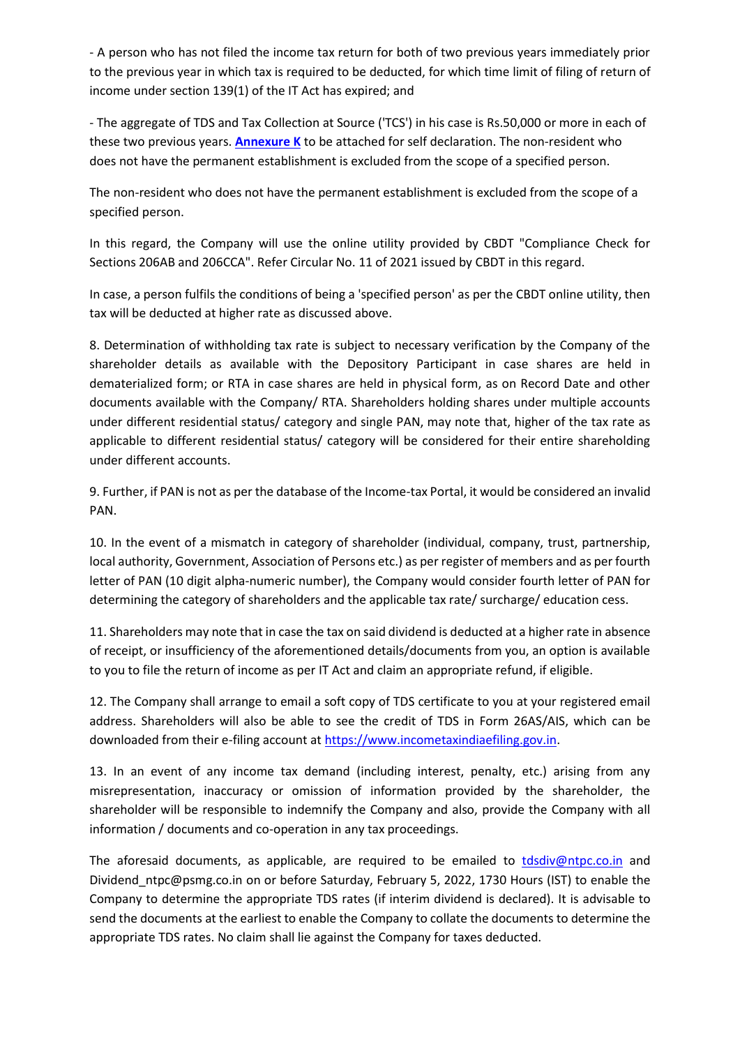- A person who has not filed the income tax return for both of two previous years immediately prior to the previous year in which tax is required to be deducted, for which time limit of filing of return of income under section 139(1) of the IT Act has expired; and

- The aggregate of TDS and Tax Collection at Source ('TCS') in his case is Rs.50,000 or more in each of these two previous years. **Annexure K** to be attached for self declaration. The non-resident who does not have the permanent establishment is excluded from the scope of a specified person.

The non-resident who does not have the permanent establishment is excluded from the scope of a specified person.

In this regard, the Company will use the online utility provided by CBDT "Compliance Check for Sections 206AB and 206CCA". Refer Circular No. 11 of 2021 issued by CBDT in this regard.

In case, a person fulfils the conditions of being a 'specified person' as per the CBDT online utility, then tax will be deducted at higher rate as discussed above.

8. Determination of withholding tax rate is subject to necessary verification by the Company of the shareholder details as available with the Depository Participant in case shares are held in dematerialized form; or RTA in case shares are held in physical form, as on Record Date and other documents available with the Company/ RTA. Shareholders holding shares under multiple accounts under different residential status/ category and single PAN, may note that, higher of the tax rate as applicable to different residential status/ category will be considered for their entire shareholding under different accounts.

9. Further, if PAN is not as per the database of the Income-tax Portal, it would be considered an invalid PAN.

10. In the event of a mismatch in category of shareholder (individual, company, trust, partnership, local authority, Government, Association of Persons etc.) as per register of members and as per fourth letter of PAN (10 digit alpha-numeric number), the Company would consider fourth letter of PAN for determining the category of shareholders and the applicable tax rate/ surcharge/ education cess.

11. Shareholders may note that in case the tax on said dividend is deducted at a higher rate in absence of receipt, or insufficiency of the aforementioned details/documents from you, an option is available to you to file the return of income as per IT Act and claim an appropriate refund, if eligible.

12. The Company shall arrange to email a soft copy of TDS certificate to you at your registered email address. Shareholders will also be able to see the credit of TDS in Form 26AS/AIS, which can be downloaded from their e-filing account at https://www.incometaxindiaefiling.gov.in.

13. In an event of any income tax demand (including interest, penalty, etc.) arising from any misrepresentation, inaccuracy or omission of information provided by the shareholder, the shareholder will be responsible to indemnify the Company and also, provide the Company with all information / documents and co-operation in any tax proceedings.

The aforesaid documents, as applicable, are required to be emailed to tdsdiv@ntpc.co.in and Dividend_ntpc@psmg.co.in on or before Saturday, February 5, 2022, 1730 Hours (IST) to enable the Company to determine the appropriate TDS rates (if interim dividend is declared). It is advisable to send the documents at the earliest to enable the Company to collate the documents to determine the appropriate TDS rates. No claim shall lie against the Company for taxes deducted.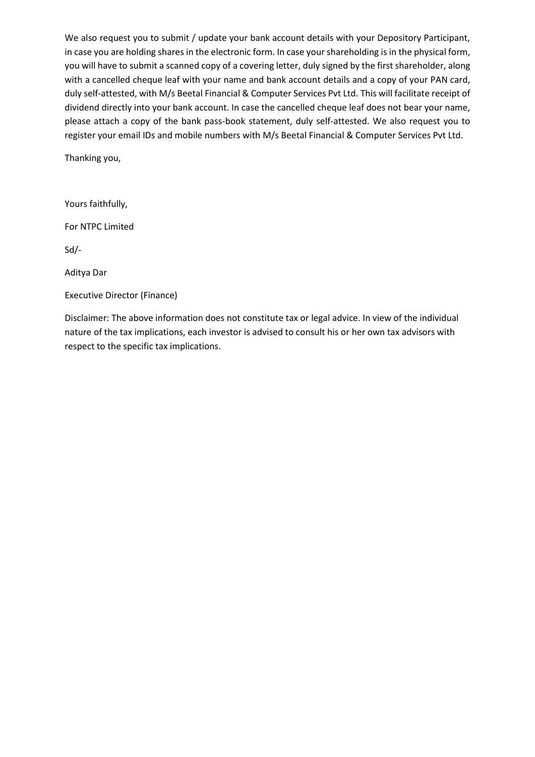We also request you to submit / update your bank account details with your Depository Participant, in case you are holding shares in the electronic form. In case your shareholding is in the physical form, you will have to submit a scanned copy of a covering letter, duly signed by the first shareholder, along with a cancelled cheque leaf with your name and bank account details and a copy of your PAN card, duly self-attested, with M/s Beetal Financial & Computer Services Pvt Ltd. This will facilitate receipt of dividend directly into your bank account. In case the cancelled cheque leaf does not bear your name, please attach a copy of the bank pass-book statement, duly self-attested. We also request you to register your email IDs and mobile numbers with M/s Beetal Financial & Computer Services Pvt Ltd.

Thanking you,

Yours faithfully,

For NTPC Limited

Sd/-

Aditya Dar

Executive Director (Finance)

Disclaimer: The above information does not constitute tax or legal advice. In view of the individual nature of the tax implications, each investor is advised to consult his or her own tax advisors with respect to the specific tax implications.